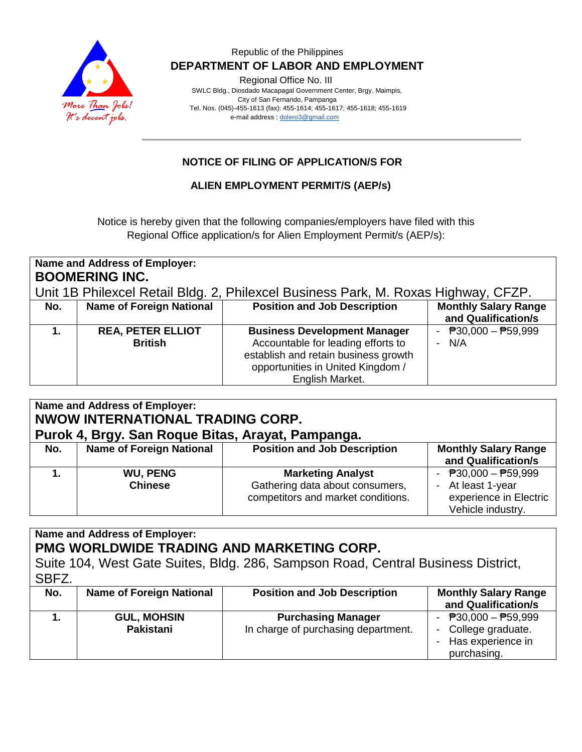Republic of the Philippines

**DEPARTMENT OF LABOR AND EMPLOYMENT**

Regional Office No. III

SWLC Bldg., Diosdado Macapagal Government Center, Brgy. Maimpis,
City of San Fernando, Pampanga
Tel. Nos. (045)-455-1613 (fax): 455-1614; 455-1617; 455-1618; 455-1619
e-mail address : dolero3@gmail.com

More Than Jobs! It's decent jobs.

## NOTICE OF FILING OF APPLICATION/S FOR

## ALIEN EMPLOYMENT PERMIT/S (AEP/s)

Notice is hereby given that the following companies/employers have filed with this Regional Office application/s for Alien Employment Permit/s (AEP/s):

**Name and Address of Employer:**
**BOOMERING INC.**
Unit 1B Philexcel Retail Bldg. 2, Philexcel Business Park, M. Roxas Highway, CFZP.

| No. | Name of Foreign National | Position and Job Description | Monthly Salary Range and Qualification/s |
|---|---|---|---|
| **1.** | **REA, PETER ELLIOT**<br>**British** | **Business Development Manager**<br>Accountable for leading efforts to establish and retain business growth opportunities in United Kingdom / English Market. | - ₱30,000 – ₱59,999<br>- N/A |

**Name and Address of Employer:**
**NWOW INTERNATIONAL TRADING CORP.**
**Purok 4, Brgy. San Roque Bitas, Arayat, Pampanga.**

| No. | Name of Foreign National | Position and Job Description | Monthly Salary Range and Qualification/s |
|---|---|---|---|
| **1.** | **WU, PENG**<br>**Chinese** | **Marketing Analyst**<br>Gathering data about consumers, competitors and market conditions. | - ₱30,000 – ₱59,999<br>- At least 1-year experience in Electric Vehicle industry. |

**Name and Address of Employer:**
**PMG WORLDWIDE TRADING AND MARKETING CORP.**
Suite 104, West Gate Suites, Bldg. 286, Sampson Road, Central Business District, SBFZ.

| No. | Name of Foreign National | Position and Job Description | Monthly Salary Range and Qualification/s |
|---|---|---|---|
| **1.** | **GUL, MOHSIN**<br>**Pakistani** | **Purchasing Manager**<br>In charge of purchasing department. | - ₱30,000 – ₱59,999<br>- College graduate.<br>- Has experience in purchasing. |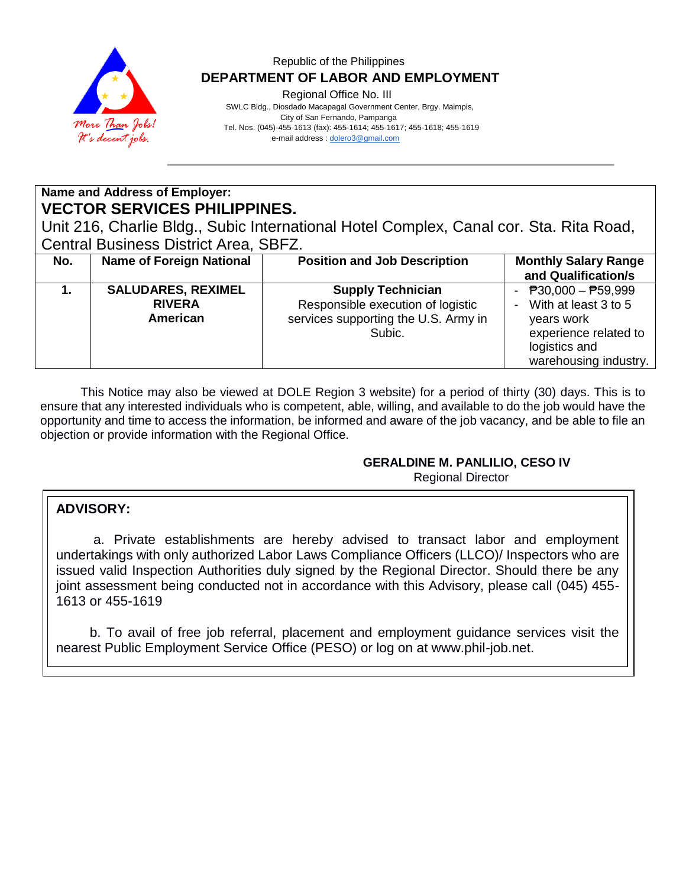Republic of the Philippines
**DEPARTMENT OF LABOR AND EMPLOYMENT**
Regional Office No. III
SWLC Bldg., Diosdado Macapagal Government Center, Brgy. Maimpis,
City of San Fernando, Pampanga
Tel. Nos. (045)-455-1613 (fax): 455-1614; 455-1617; 455-1618; 455-1619
e-mail address : dolero3@gmail.com

**Name and Address of Employer:**
**VECTOR SERVICES PHILIPPINES.**
Unit 216, Charlie Bldg., Subic International Hotel Complex, Canal cor. Sta. Rita Road, Central Business District Area, SBFZ.

| No. | Name of Foreign National | Position and Job Description | Monthly Salary Range and Qualification/s |
|---|---|---|---|
| **1.** | **SALUDARES, REXIMEL RIVERA** **American** | **Supply Technician** Responsible execution of logistic services supporting the U.S. Army in Subic. | - ₱30,000 – ₱59,999 - With at least 3 to 5 years work experience related to logistics and warehousing industry. |

This Notice may also be viewed at DOLE Region 3 website) for a period of thirty (30) days. This is to ensure that any interested individuals who is competent, able, willing, and available to do the job would have the opportunity and time to access the information, be informed and aware of the job vacancy, and be able to file an objection or provide information with the Regional Office.

**GERALDINE M. PANLILIO, CESO IV**
Regional Director

**ADVISORY:**

a. Private establishments are hereby advised to transact labor and employment undertakings with only authorized Labor Laws Compliance Officers (LLCO)/ Inspectors who are issued valid Inspection Authorities duly signed by the Regional Director. Should there be any joint assessment being conducted not in accordance with this Advisory, please call (045) 455-1613 or 455-1619

b. To avail of free job referral, placement and employment guidance services visit the nearest Public Employment Service Office (PESO) or log on at www.phil-job.net.